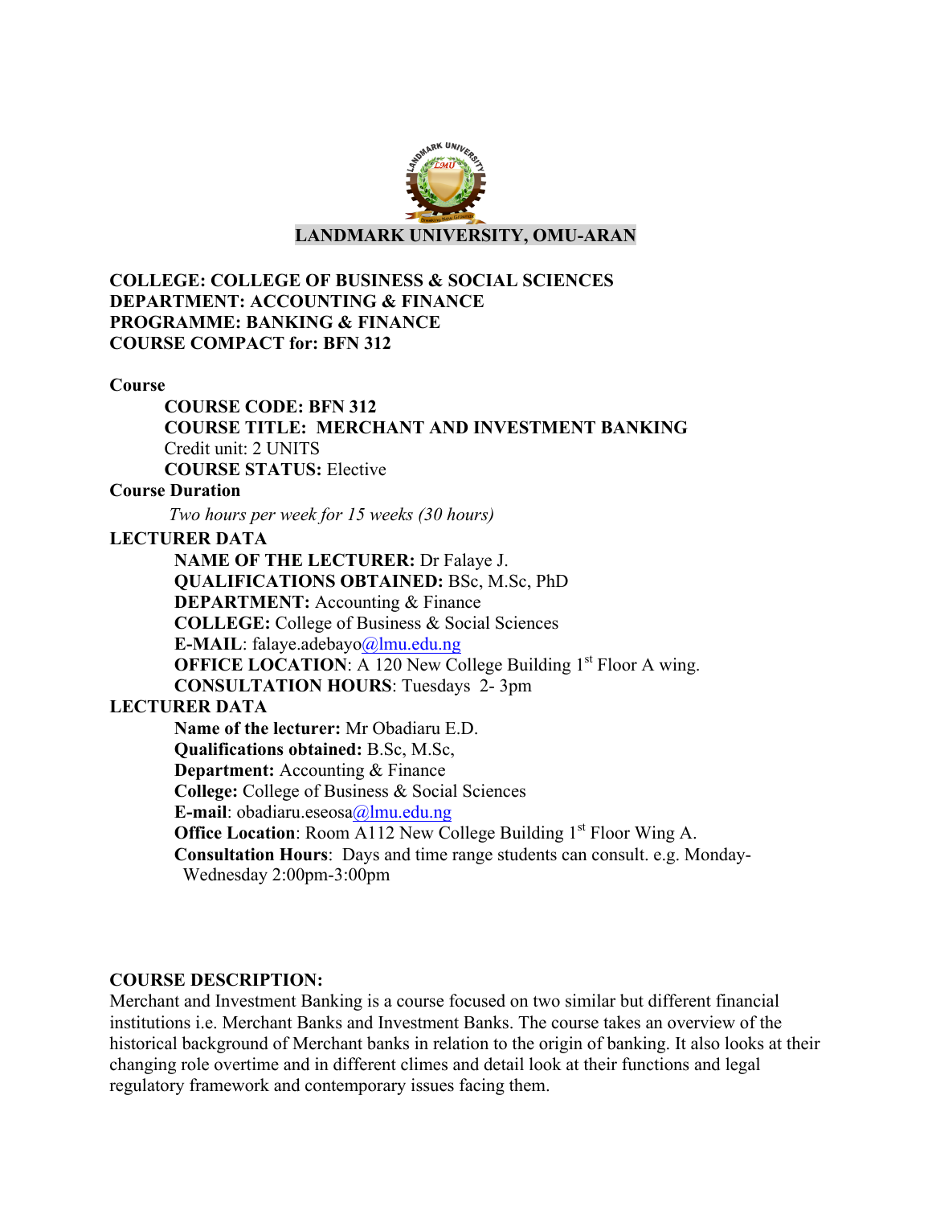# LANDMARK UNIVERSITY, OMU-ARAN

**COLLEGE: COLLEGE OF BUSINESS & SOCIAL SCIENCES**
**DEPARTMENT: ACCOUNTING & FINANCE**
**PROGRAMME: BANKING & FINANCE**
**COURSE COMPACT for: BFN 312**

**Course**

**COURSE CODE: BFN 312**
**COURSE TITLE: MERCHANT AND INVESTMENT BANKING**
Credit unit: 2 UNITS
**COURSE STATUS:** Elective

**Course Duration**

*Two hours per week for 15 weeks (30 hours)*

**LECTURER DATA**

**NAME OF THE LECTURER:** Dr Falaye J.
**QUALIFICATIONS OBTAINED:** BSc, M.Sc, PhD
**DEPARTMENT:** Accounting & Finance
**COLLEGE:** College of Business & Social Sciences
**E-MAIL**: falaye.adebayo@lmu.edu.ng
**OFFICE LOCATION**: A 120 New College Building 1st Floor A wing.
**CONSULTATION HOURS**: Tuesdays 2- 3pm

**LECTURER DATA**

**Name of the lecturer:** Mr Obadiaru E.D.
**Qualifications obtained:** B.Sc, M.Sc,
**Department:** Accounting & Finance
**College:** College of Business & Social Sciences
**E-mail**: obadiaru.eseosa@lmu.edu.ng
**Office Location**: Room A112 New College Building 1st Floor Wing A.
**Consultation Hours**: Days and time range students can consult. e.g. Monday-Wednesday 2:00pm-3:00pm

**COURSE DESCRIPTION:**

Merchant and Investment Banking is a course focused on two similar but different financial institutions i.e. Merchant Banks and Investment Banks. The course takes an overview of the historical background of Merchant banks in relation to the origin of banking. It also looks at their changing role overtime and in different climes and detail look at their functions and legal regulatory framework and contemporary issues facing them.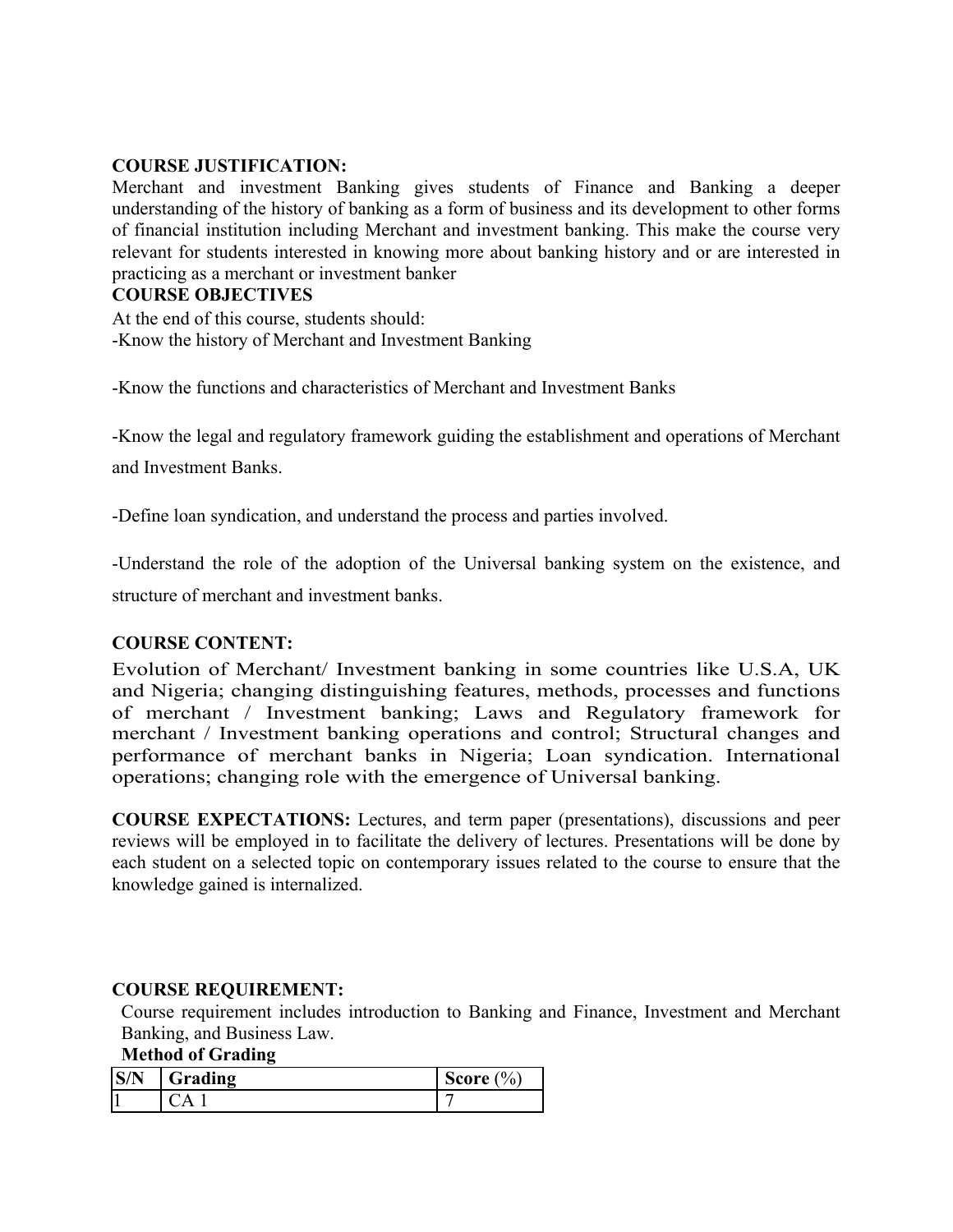**COURSE JUSTIFICATION:**

Merchant and investment Banking gives students of Finance and Banking a deeper understanding of the history of banking as a form of business and its development to other forms of financial institution including Merchant and investment banking. This make the course very relevant for students interested in knowing more about banking history and or are interested in practicing as a merchant or investment banker

**COURSE OBJECTIVES**

At the end of this course, students should:

-Know the history of Merchant and Investment Banking

-Know the functions and characteristics of Merchant and Investment Banks

-Know the legal and regulatory framework guiding the establishment and operations of Merchant and Investment Banks.

-Define loan syndication, and understand the process and parties involved.

-Understand the role of the adoption of the Universal banking system on the existence, and structure of merchant and investment banks.

**COURSE CONTENT:**

Evolution of Merchant/ Investment banking in some countries like U.S.A, UK and Nigeria; changing distinguishing features, methods, processes and functions of merchant / Investment banking; Laws and Regulatory framework for merchant / Investment banking operations and control; Structural changes and performance of merchant banks in Nigeria; Loan syndication. International operations; changing role with the emergence of Universal banking.

**COURSE EXPECTATIONS:** Lectures, and term paper (presentations), discussions and peer reviews will be employed in to facilitate the delivery of lectures. Presentations will be done by each student on a selected topic on contemporary issues related to the course to ensure that the knowledge gained is internalized.

**COURSE REQUIREMENT:**

Course requirement includes introduction to Banking and Finance, Investment and Merchant Banking, and Business Law.

**Method of Grading**

| S/N | Grading | Score (%) |
|---|---|---|
| 1 | CA 1 | 7 |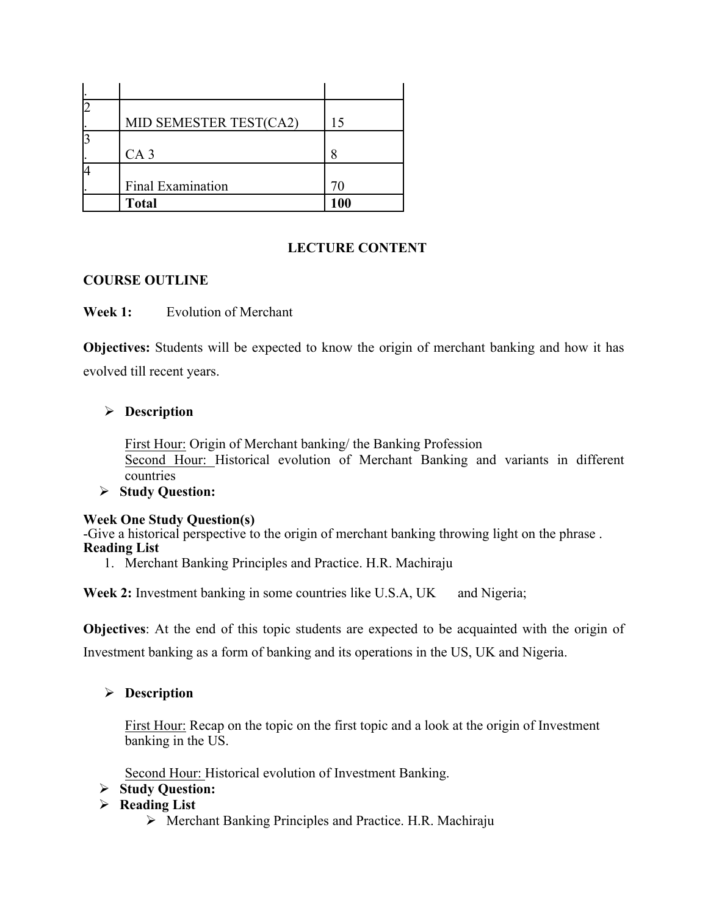| . | | |
|---|---|---|
| 2. | MID SEMESTER TEST(CA2) | 15 |
| 3. | CA 3 | 8 |
| 4. | Final Examination | 70 |
| | **Total** | **100** |

**LECTURE CONTENT**

**COURSE OUTLINE**

**Week 1:** Evolution of Merchant

**Objectives:** Students will be expected to know the origin of merchant banking and how it has evolved till recent years.

- **Description**

  First Hour: Origin of Merchant banking/ the Banking Profession
  Second Hour: Historical evolution of Merchant Banking and variants in different countries

- **Study Question:**

**Week One Study Question(s)**
-Give a historical perspective to the origin of merchant banking throwing light on the phrase .
**Reading List**

1. Merchant Banking Principles and Practice. H.R. Machiraju

**Week 2:** Investment banking in some countries like U.S.A, UK and Nigeria;

**Objectives**: At the end of this topic students are expected to be acquainted with the origin of Investment banking as a form of banking and its operations in the US, UK and Nigeria.

- **Description**

  First Hour: Recap on the topic on the first topic and a look at the origin of Investment banking in the US.

  Second Hour: Historical evolution of Investment Banking.

- **Study Question:**
- **Reading List**
  - Merchant Banking Principles and Practice. H.R. Machiraju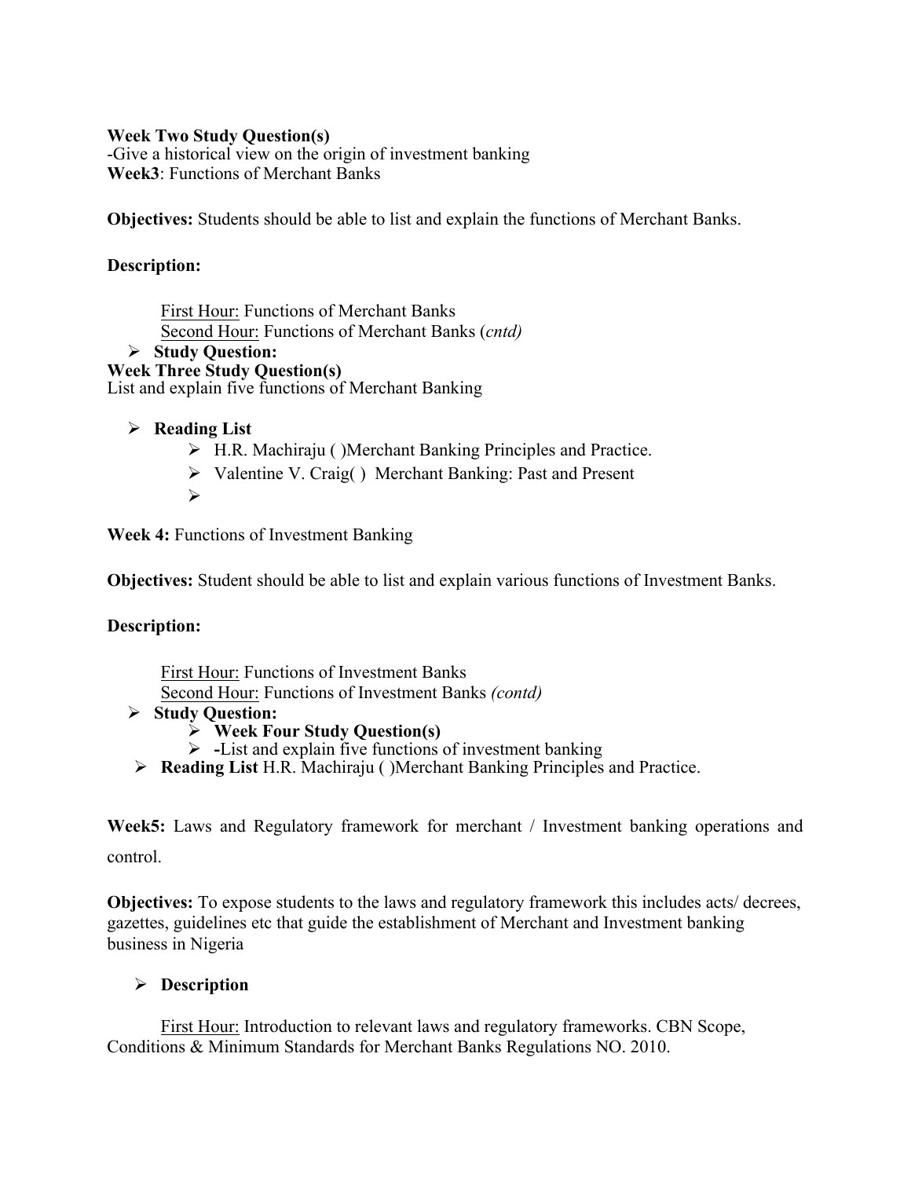**Week Two Study Question(s)**
-Give a historical view on the origin of investment banking
**Week3**: Functions of Merchant Banks

**Objectives:** Students should be able to list and explain the functions of Merchant Banks.

**Description:**

<u>First Hour:</u> Functions of Merchant Banks
<u>Second Hour:</u> Functions of Merchant Banks (*cntd)*

- **Study Question:**

**Week Three Study Question(s)**
List and explain five functions of Merchant Banking

- **Reading List**
    - H.R. Machiraju ( )Merchant Banking Principles and Practice.
    - Valentine V. Craig( ) Merchant Banking: Past and Present
    -

**Week 4:** Functions of Investment Banking

**Objectives:** Student should be able to list and explain various functions of Investment Banks.

**Description:**

<u>First Hour:</u> Functions of Investment Banks
<u>Second Hour:</u> Functions of Investment Banks *(contd)*

- **Study Question:**
    - **Week Four Study Question(s)**
    - **-**List and explain five functions of investment banking
- **Reading List** H.R. Machiraju ( )Merchant Banking Principles and Practice.

**Week5:** Laws and Regulatory framework for merchant / Investment banking operations and control.

**Objectives:** To expose students to the laws and regulatory framework this includes acts/ decrees, gazettes, guidelines etc that guide the establishment of Merchant and Investment banking business in Nigeria

- **Description**

<u>First Hour:</u> Introduction to relevant laws and regulatory frameworks. CBN Scope, Conditions & Minimum Standards for Merchant Banks Regulations NO. 2010.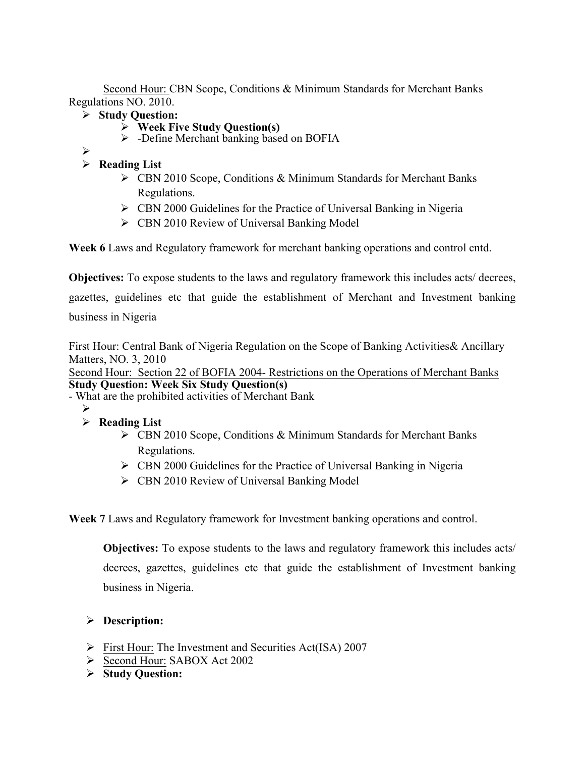<u>Second Hour:</u> CBN Scope, Conditions & Minimum Standards for Merchant Banks Regulations NO. 2010.

- **Study Question:**
    - **Week Five Study Question(s)**
    - -Define Merchant banking based on BOFIA
- 
- **Reading List**
    - CBN 2010 Scope, Conditions & Minimum Standards for Merchant Banks Regulations.
    - CBN 2000 Guidelines for the Practice of Universal Banking in Nigeria
    - CBN 2010 Review of Universal Banking Model

**Week 6** Laws and Regulatory framework for merchant banking operations and control cntd.

**Objectives:** To expose students to the laws and regulatory framework this includes acts/ decrees, gazettes, guidelines etc that guide the establishment of Merchant and Investment banking business in Nigeria

<u>First Hour:</u> Central Bank of Nigeria Regulation on the Scope of Banking Activities& Ancillary Matters, NO. 3, 2010

<u>Second Hour: Section 22 of BOFIA 2004- Restrictions on the Operations of Merchant Banks</u>

**Study Question: Week Six Study Question(s)**

- What are the prohibited activities of Merchant Bank

- 
- **Reading List**
    - CBN 2010 Scope, Conditions & Minimum Standards for Merchant Banks Regulations.
    - CBN 2000 Guidelines for the Practice of Universal Banking in Nigeria
    - CBN 2010 Review of Universal Banking Model

**Week 7** Laws and Regulatory framework for Investment banking operations and control.

**Objectives:** To expose students to the laws and regulatory framework this includes acts/ decrees, gazettes, guidelines etc that guide the establishment of Investment banking business in Nigeria.

- **Description:**

- <u>First Hour:</u> The Investment and Securities Act(ISA) 2007
- <u>Second Hour:</u> SABOX Act 2002
- **Study Question:**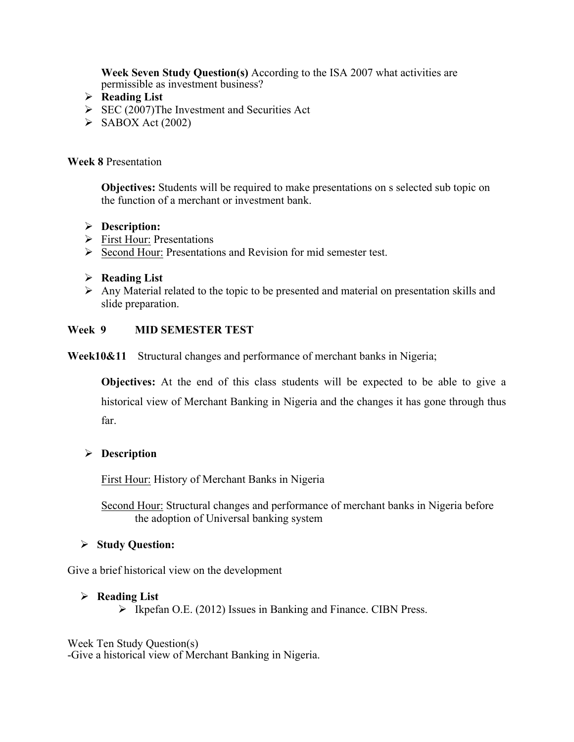**Week Seven Study Question(s)** According to the ISA 2007 what activities are permissible as investment business?

- **Reading List**
- SEC (2007)The Investment and Securities Act
- SABOX Act (2002)

**Week 8** Presentation

**Objectives:** Students will be required to make presentations on s selected sub topic on the function of a merchant or investment bank.

- **Description:**
- First Hour: Presentations
- Second Hour: Presentations and Revision for mid semester test.

- **Reading List**
- Any Material related to the topic to be presented and material on presentation skills and slide preparation.

**Week 9 MID SEMESTER TEST**

**Week10&11** Structural changes and performance of merchant banks in Nigeria;

**Objectives:** At the end of this class students will be expected to be able to give a historical view of Merchant Banking in Nigeria and the changes it has gone through thus far.

- **Description**

First Hour: History of Merchant Banks in Nigeria

Second Hour: Structural changes and performance of merchant banks in Nigeria before the adoption of Universal banking system

- **Study Question:**

Give a brief historical view on the development

- **Reading List**
  - Ikpefan O.E. (2012) Issues in Banking and Finance. CIBN Press.

Week Ten Study Question(s)
-Give a historical view of Merchant Banking in Nigeria.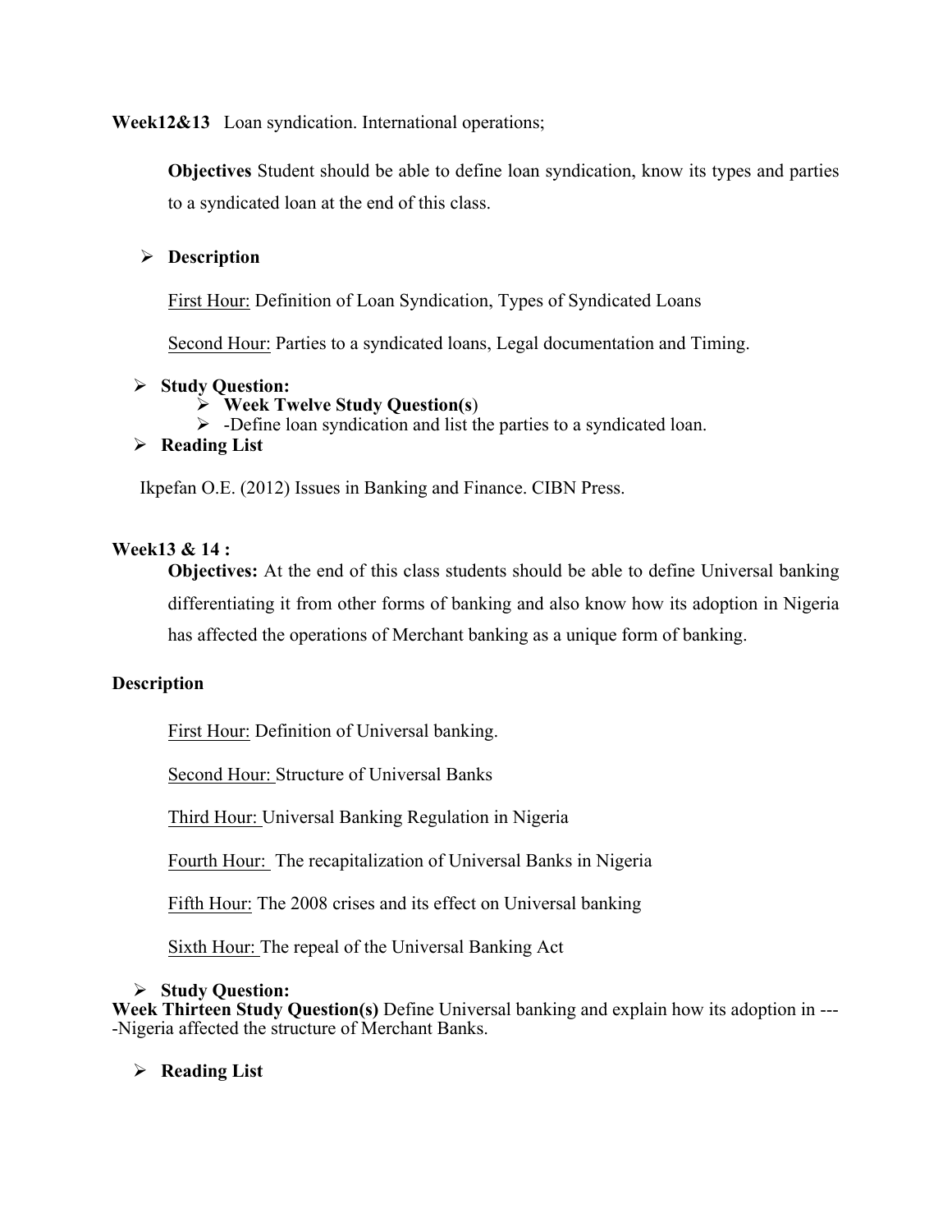**Week12&13** Loan syndication. International operations;

**Objectives** Student should be able to define loan syndication, know its types and parties to a syndicated loan at the end of this class.

- **Description**

First Hour: Definition of Loan Syndication, Types of Syndicated Loans

Second Hour: Parties to a syndicated loans, Legal documentation and Timing.

- **Study Question:**
  - **Week Twelve Study Question(s**)
  - -Define loan syndication and list the parties to a syndicated loan.
- **Reading List**

Ikpefan O.E. (2012) Issues in Banking and Finance. CIBN Press.

**Week13 & 14 :**

**Objectives:** At the end of this class students should be able to define Universal banking differentiating it from other forms of banking and also know how its adoption in Nigeria has affected the operations of Merchant banking as a unique form of banking.

**Description**

First Hour: Definition of Universal banking.

Second Hour: Structure of Universal Banks

Third Hour: Universal Banking Regulation in Nigeria

Fourth Hour: The recapitalization of Universal Banks in Nigeria

Fifth Hour: The 2008 crises and its effect on Universal banking

Sixth Hour: The repeal of the Universal Banking Act

- **Study Question:**

**Week Thirteen Study Question(s)** Define Universal banking and explain how its adoption in ----Nigeria affected the structure of Merchant Banks.

- **Reading List**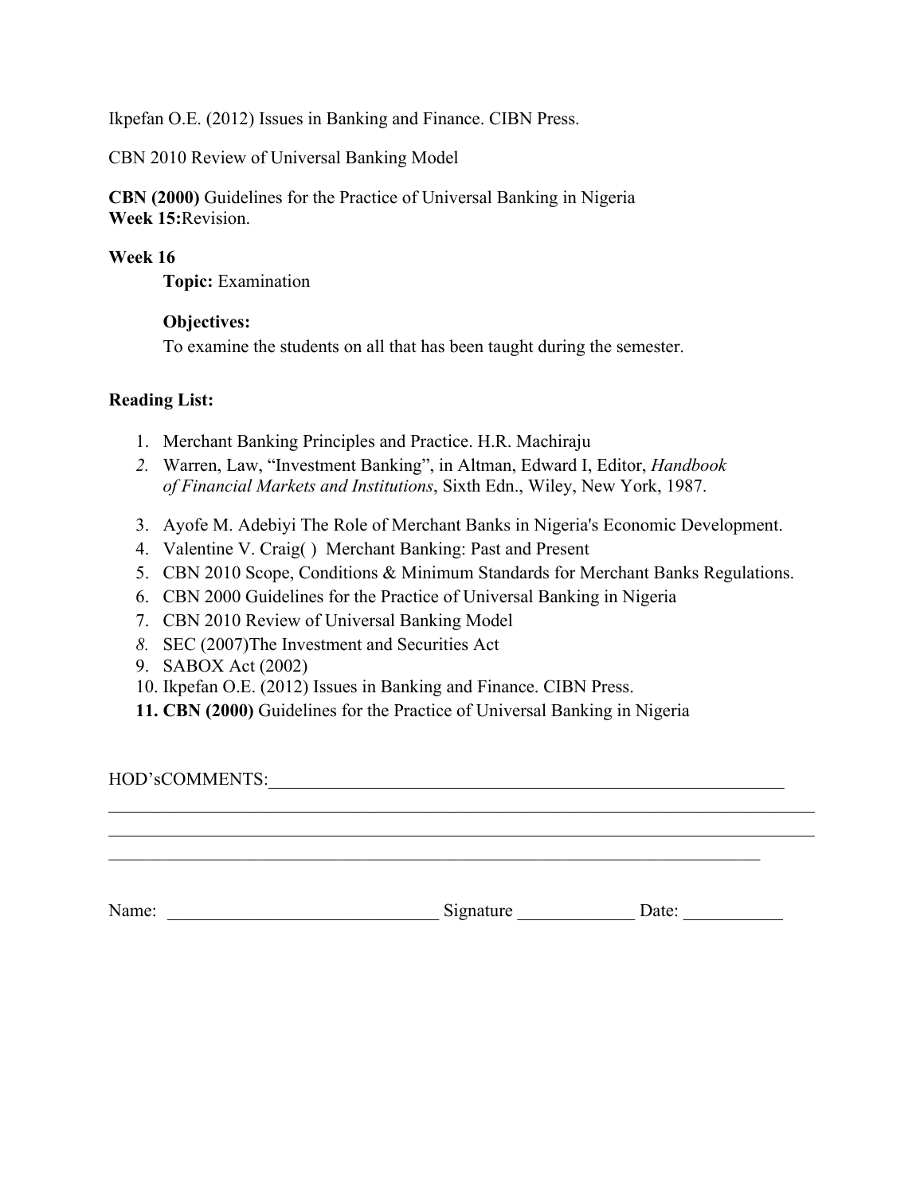Ikpefan O.E. (2012) Issues in Banking and Finance. CIBN Press.

CBN 2010 Review of Universal Banking Model

**CBN (2000)** Guidelines for the Practice of Universal Banking in Nigeria
**Week 15:**Revision.

**Week 16**

**Topic:** Examination

**Objectives:**
To examine the students on all that has been taught during the semester.

**Reading List:**

1. Merchant Banking Principles and Practice. H.R. Machiraju
2. Warren, Law, "Investment Banking", in Altman, Edward I, Editor, *Handbook of Financial Markets and Institutions*, Sixth Edn., Wiley, New York, 1987.
3. Ayofe M. Adebiyi The Role of Merchant Banks in Nigeria's Economic Development.
4. Valentine V. Craig( ) Merchant Banking: Past and Present
5. CBN 2010 Scope, Conditions & Minimum Standards for Merchant Banks Regulations.
6. CBN 2000 Guidelines for the Practice of Universal Banking in Nigeria
7. CBN 2010 Review of Universal Banking Model
8. SEC (2007)The Investment and Securities Act
9. SABOX Act (2002)
10. Ikpefan O.E. (2012) Issues in Banking and Finance. CIBN Press.
11. **CBN (2000)** Guidelines for the Practice of Universal Banking in Nigeria

HOD'sCOMMENTS:______________________________________________________________
_____________________________________________________________________________
_____________________________________________________________________________
_________________________________________________________________________

Name: ______________________________ Signature _____________ Date: ___________